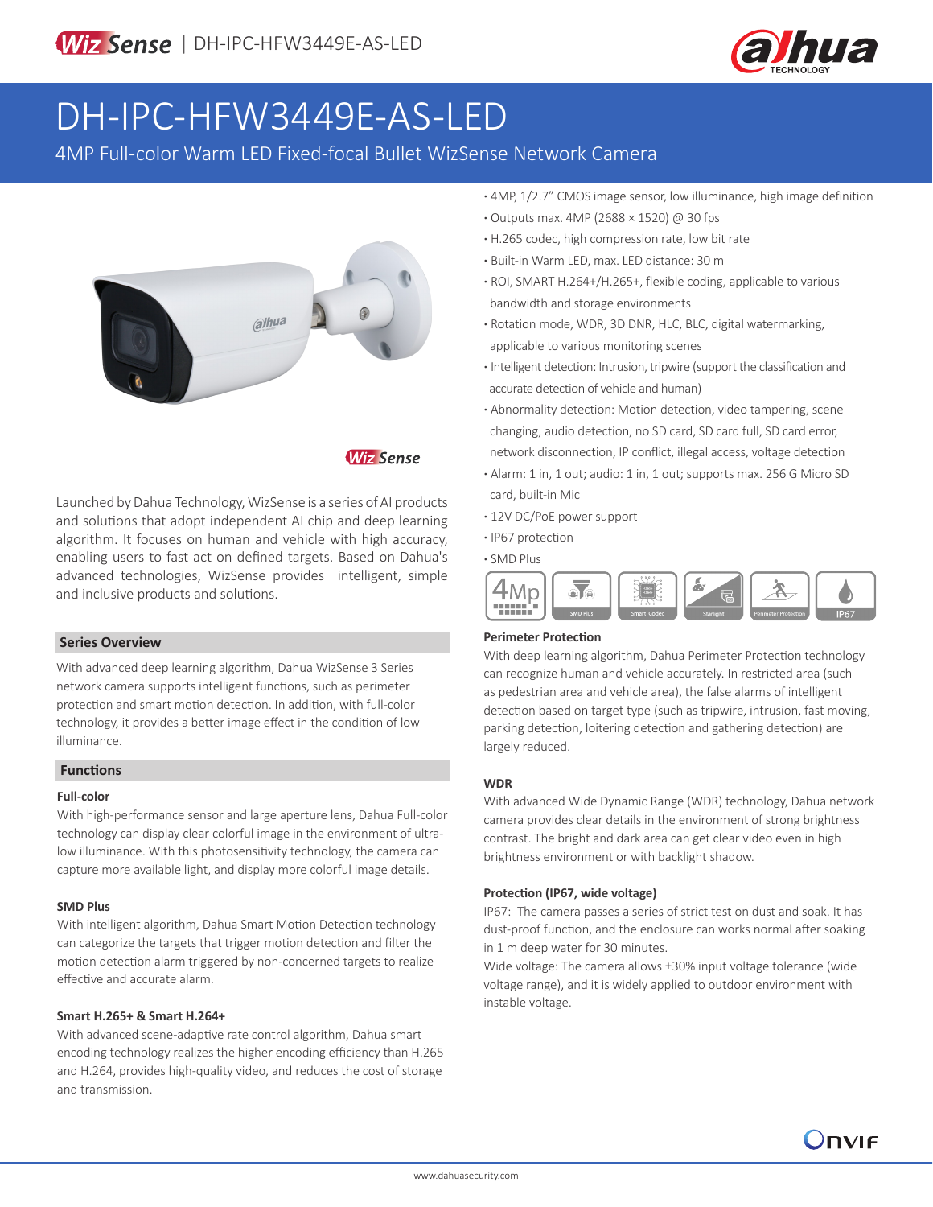# DH-IPC-HFW3449E-AS-LED

## 4MP Full-color Warm LED Fixed-focal Bullet WizSense Network Camera

- 4MP, 1/2.7" CMOS image sensor, low illuminance, high image definition
- Outputs max. 4MP (2688 × 1520) @ 30 fps
- H.265 codec, high compression rate, low bit rate
- Built-in Warm LED, max. LED distance: 30 m
- ROI, SMART H.264+/H.265+, flexible coding, applicable to various bandwidth and storage environments
- Rotation mode, WDR, 3D DNR, HLC, BLC, digital watermarking, applicable to various monitoring scenes
- Intelligent detection: Intrusion, tripwire (support the classification and accurate detection of vehicle and human)
- Abnormality detection: Motion detection, video tampering, scene changing, audio detection, no SD card, SD card full, SD card error, network disconnection, IP conflict, illegal access, voltage detection
- Alarm: 1 in, 1 out; audio: 1 in, 1 out; supports max. 256 G Micro SD card, built-in Mic
- 12V DC/PoE power support
- IP67 protection
- SMD Plus

Launched by Dahua Technology, WizSense is a series of AI products and solutions that adopt independent AI chip and deep learning algorithm. It focuses on human and vehicle with high accuracy, enabling users to fast act on defined targets. Based on Dahua's advanced technologies, WizSense provides intelligent, simple and inclusive products and solutions.

## Series Overview

With advanced deep learning algorithm, Dahua WizSense 3 Series network camera supports intelligent functions, such as perimeter protection and smart motion detection. In addition, with full-color technology, it provides a better image effect in the condition of low illuminance.

## Functions

### Full-color

With high-performance sensor and large aperture lens, Dahua Full-color technology can display clear colorful image in the environment of ultra-low illuminance. With this photosensitivity technology, the camera can capture more available light, and display more colorful image details.

### SMD Plus

With intelligent algorithm, Dahua Smart Motion Detection technology can categorize the targets that trigger motion detection and filter the motion detection alarm triggered by non-concerned targets to realize effective and accurate alarm.

### Smart H.265+ & Smart H.264+

With advanced scene-adaptive rate control algorithm, Dahua smart encoding technology realizes the higher encoding efficiency than H.265 and H.264, provides high-quality video, and reduces the cost of storage and transmission.

### Perimeter Protection

With deep learning algorithm, Dahua Perimeter Protection technology can recognize human and vehicle accurately. In restricted area (such as pedestrian area and vehicle area), the false alarms of intelligent detection based on target type (such as tripwire, intrusion, fast moving, parking detection, loitering detection and gathering detection) are largely reduced.

### WDR

With advanced Wide Dynamic Range (WDR) technology, Dahua network camera provides clear details in the environment of strong brightness contrast. The bright and dark area can get clear video even in high brightness environment or with backlight shadow.

### Protection (IP67, wide voltage)

IP67: The camera passes a series of strict test on dust and soak. It has dust-proof function, and the enclosure can works normal after soaking in 1 m deep water for 30 minutes.

Wide voltage: The camera allows ±30% input voltage tolerance (wide voltage range), and it is widely applied to outdoor environment with instable voltage.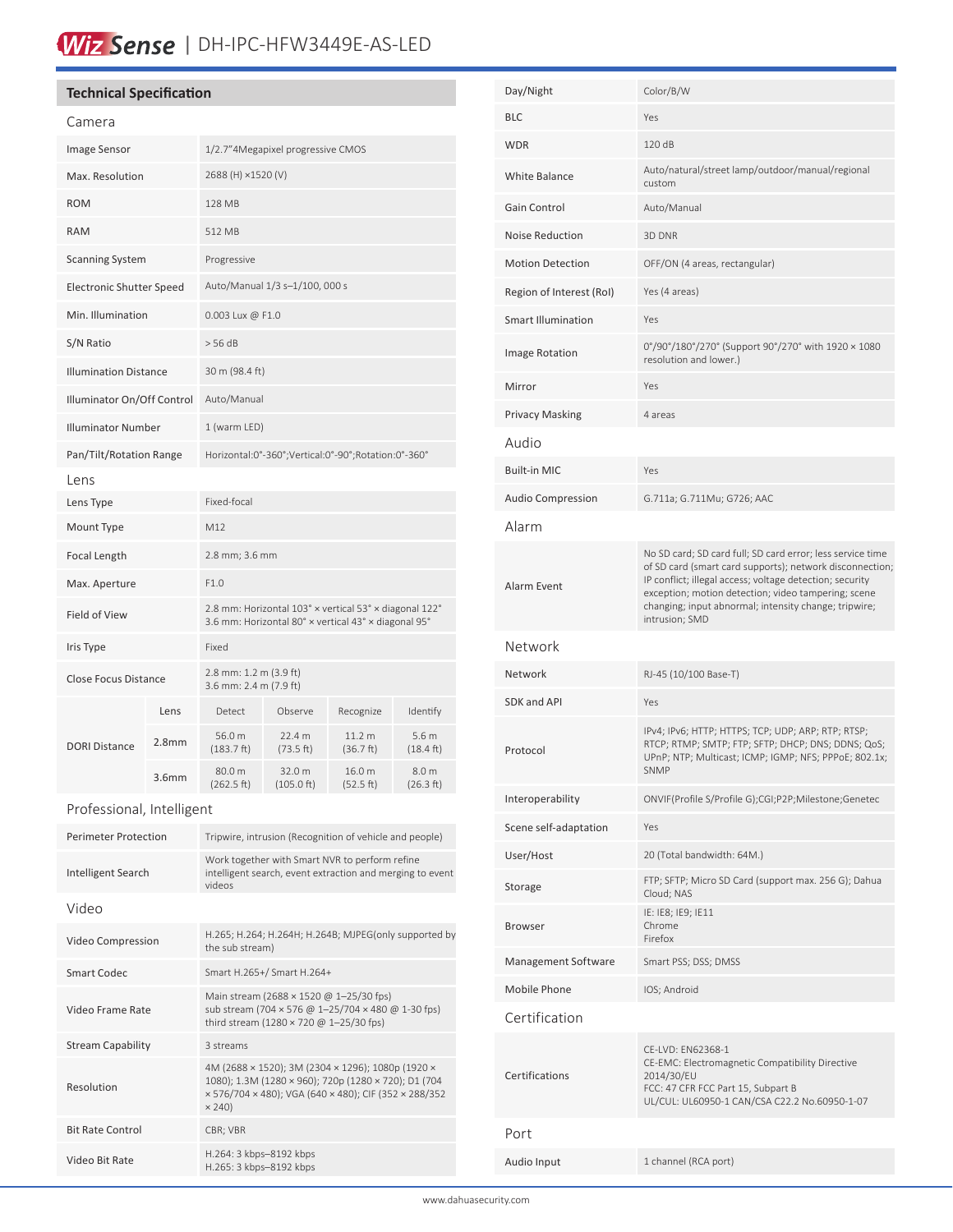# Technical Specification

## Camera

| | |
|---|---|
| Image Sensor | 1/2.7"4Megapixel progressive CMOS |
| Max. Resolution | 2688 (H) ×1520 (V) |
| ROM | 128 MB |
| RAM | 512 MB |
| Scanning System | Progressive |
| Electronic Shutter Speed | Auto/Manual 1/3 s–1/100, 000 s |
| Min. Illumination | 0.003 Lux @ F1.0 |
| S/N Ratio | > 56 dB |
| Illumination Distance | 30 m (98.4 ft) |
| Illuminator On/Off Control | Auto/Manual |
| Illuminator Number | 1 (warm LED) |
| Pan/Tilt/Rotation Range | Horizontal:0°-360°;Vertical:0°-90°;Rotation:0°-360° |

## Lens

| | |
|---|---|
| Lens Type | Fixed-focal |
| Mount Type | M12 |
| Focal Length | 2.8 mm; 3.6 mm |
| Max. Aperture | F1.0 |
| Field of View | 2.8 mm: Horizontal 103° × vertical 53° × diagonal 122°<br>3.6 mm: Horizontal 80° × vertical 43° × diagonal 95° |
| Iris Type | Fixed |
| Close Focus Distance | 2.8 mm: 1.2 m (3.9 ft)<br>3.6 mm: 2.4 m (7.9 ft) |

| DORI Distance | Lens | Detect | Observe | Recognize | Identify |
|---|---|---|---|---|---|
| | 2.8mm | 56.0 m (183.7 ft) | 22.4 m (73.5 ft) | 11.2 m (36.7 ft) | 5.6 m (18.4 ft) |
| | 3.6mm | 80.0 m (262.5 ft) | 32.0 m (105.0 ft) | 16.0 m (52.5 ft) | 8.0 m (26.3 ft) |

## Professional, Intelligent

| | |
|---|---|
| Perimeter Protection | Tripwire, intrusion (Recognition of vehicle and people) |
| Intelligent Search | Work together with Smart NVR to perform refine intelligent search, event extraction and merging to event videos |

## Video

| | |
|---|---|
| Video Compression | H.265; H.264; H.264H; H.264B; MJPEG(only supported by the sub stream) |
| Smart Codec | Smart H.265+/ Smart H.264+ |
| Video Frame Rate | Main stream (2688 × 1520 @ 1–25/30 fps)<br>sub stream (704 × 576 @ 1–25/704 × 480 @ 1-30 fps)<br>third stream (1280 × 720 @ 1–25/30 fps) |
| Stream Capability | 3 streams |
| Resolution | 4M (2688 × 1520); 3M (2304 × 1296); 1080p (1920 × 1080); 1.3M (1280 × 960); 720p (1280 × 720); D1 (704 × 576/704 × 480); VGA (640 × 480); CIF (352 × 288/352 × 240) |
| Bit Rate Control | CBR; VBR |
| Video Bit Rate | H.264: 3 kbps–8192 kbps<br>H.265: 3 kbps–8192 kbps |
| Day/Night | Color/B/W |
| BLC | Yes |
| WDR | 120 dB |
| White Balance | Auto/natural/street lamp/outdoor/manual/regional custom |
| Gain Control | Auto/Manual |
| Noise Reduction | 3D DNR |
| Motion Detection | OFF/ON (4 areas, rectangular) |
| Region of Interest (RoI) | Yes (4 areas) |
| Smart Illumination | Yes |
| Image Rotation | 0°/90°/180°/270° (Support 90°/270° with 1920 × 1080 resolution and lower.) |
| Mirror | Yes |
| Privacy Masking | 4 areas |

## Audio

| | |
|---|---|
| Built-in MIC | Yes |
| Audio Compression | G.711a; G.711Mu; G726; AAC |

## Alarm

| | |
|---|---|
| Alarm Event | No SD card; SD card full; SD card error; less service time of SD card (smart card supports); network disconnection; IP conflict; illegal access; voltage detection; security exception; motion detection; video tampering; scene changing; input abnormal; intensity change; tripwire; intrusion; SMD |

## Network

| | |
|---|---|
| Network | RJ-45 (10/100 Base-T) |
| SDK and API | Yes |
| Protocol | IPv4; IPv6; HTTP; HTTPS; TCP; UDP; ARP; RTP; RTSP; RTCP; RTMP; SMTP; FTP; SFTP; DHCP; DNS; DDNS; QoS; UPnP; NTP; Multicast; ICMP; IGMP; NFS; PPPoE; 802.1x; SNMP |
| Interoperability | ONVIF(Profile S/Profile G);CGI;P2P;Milestone;Genetec |
| Scene self-adaptation | Yes |
| User/Host | 20 (Total bandwidth: 64M.) |
| Storage | FTP; SFTP; Micro SD Card (support max. 256 G); Dahua Cloud; NAS |
| Browser | IE: IE8; IE9; IE11<br>Chrome<br>Firefox |
| Management Software | Smart PSS; DSS; DMSS |
| Mobile Phone | IOS; Android |

## Certification

| | |
|---|---|
| Certifications | CE-LVD: EN62368-1<br>CE-EMC: Electromagnetic Compatibility Directive 2014/30/EU<br>FCC: 47 CFR FCC Part 15, Subpart B<br>UL/CUL: UL60950-1 CAN/CSA C22.2 No.60950-1-07 |

## Port

| | |
|---|---|
| Audio Input | 1 channel (RCA port) |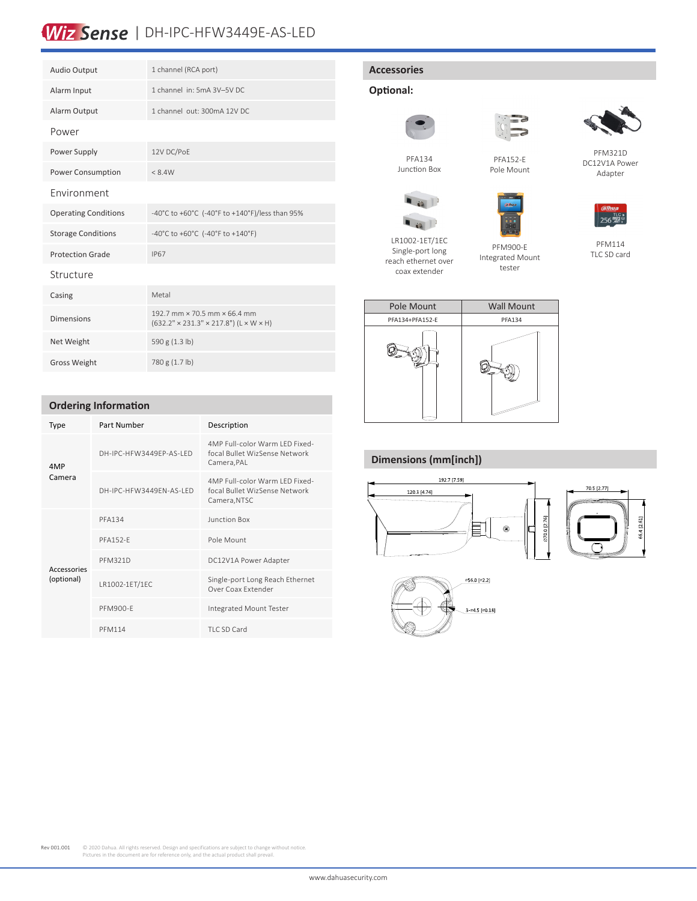# WizSense | DH-IPC-HFW3449E-AS-LED

| | |
|---|---|
| Audio Output | 1 channel (RCA port) |
| Alarm Input | 1 channel in: 5mA 3V–5V DC |
| Alarm Output | 1 channel out: 300mA 12V DC |

### Power

| | |
|---|---|
| Power Supply | 12V DC/PoE |
| Power Consumption | < 8.4W |

### Environment

| | |
|---|---|
| Operating Conditions | -40°C to +60°C (-40°F to +140°F)/less than 95% |
| Storage Conditions | -40°C to +60°C (-40°F to +140°F) |
| Protection Grade | IP67 |

### Structure

| | |
|---|---|
| Casing | Metal |
| Dimensions | 192.7 mm × 70.5 mm × 66.4 mm<br>(632.2" × 231.3" × 217.8") (L × W × H) |
| Net Weight | 590 g (1.3 lb) |
| Gross Weight | 780 g (1.7 lb) |

## Ordering Information

| Type | Part Number | Description |
|---|---|---|
| 4MP Camera | DH-IPC-HFW3449EP-AS-LED | 4MP Full-color Warm LED Fixed-focal Bullet WizSense Network Camera,PAL |
| | DH-IPC-HFW3449EN-AS-LED | 4MP Full-color Warm LED Fixed-focal Bullet WizSense Network Camera,NTSC |
| Accessories (optional) | PFA134 | Junction Box |
| | PFA152-E | Pole Mount |
| | PFM321D | DC12V1A Power Adapter |
| | LR1002-1ET/1EC | Single-port Long Reach Ethernet Over Coax Extender |
| | PFM900-E | Integrated Mount Tester |
| | PFM114 | TLC SD Card |

## Accessories

### Optional:

PFA134
Junction Box

PFA152-E
Pole Mount

PFM321D
DC12V1A Power Adapter

LR1002-1ET/1EC
Single-port long reach ethernet over coax extender

PFM900-E
Integrated Mount tester

PFM114
TLC SD card

| Pole Mount | Wall Mount |
|---|---|
| PFA134+PFA152-E | PFA134 |

## Dimensions (mm[inch])

192.7 [7.59]
120.3 [4.74]
Ø70.0 [2.76]
70.5 [2.77]
66.4 [2.61]
Ø56.0 [Ø2.2]
3-Ø4.5 [Ø0.18]

Rev 001.001 © 2020 Dahua. All rights reserved. Design and specifications are subject to change without notice.
Pictures in the document are for reference only, and the actual product shall prevail.

www.dahuasecurity.com